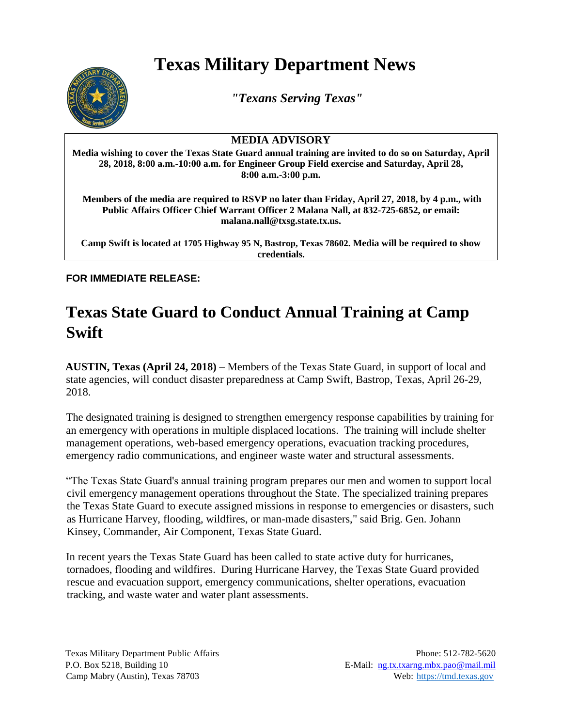# Texas Military Department News

*"Texans Serving Texas"*

**MEDIA ADVISORY**

**Media wishing to cover the Texas State Guard annual training are invited to do so on Saturday, April 28, 2018, 8:00 a.m.-10:00 a.m. for Engineer Group Field exercise and Saturday, April 28, 8:00 a.m.-3:00 p.m.**

**Members of the media are required to RSVP no later than Friday, April 27, 2018, by 4 p.m., with Public Affairs Officer Chief Warrant Officer 2 Malana Nall, at 832-725-6852, or email: malana.nall@txsg.state.tx.us.**

**Camp Swift is located at 1705 Highway 95 N, Bastrop, Texas 78602. Media will be required to show credentials.**

**FOR IMMEDIATE RELEASE:**

## Texas State Guard to Conduct Annual Training at Camp Swift

**AUSTIN, Texas (April 24, 2018)** – Members of the Texas State Guard, in support of local and state agencies, will conduct disaster preparedness at Camp Swift, Bastrop, Texas, April 26-29, 2018.

The designated training is designed to strengthen emergency response capabilities by training for an emergency with operations in multiple displaced locations. The training will include shelter management operations, web-based emergency operations, evacuation tracking procedures, emergency radio communications, and engineer waste water and structural assessments.

"The Texas State Guard's annual training program prepares our men and women to support local civil emergency management operations throughout the State. The specialized training prepares the Texas State Guard to execute assigned missions in response to emergencies or disasters, such as Hurricane Harvey, flooding, wildfires, or man-made disasters," said Brig. Gen. Johann Kinsey, Commander, Air Component, Texas State Guard.

In recent years the Texas State Guard has been called to state active duty for hurricanes, tornadoes, flooding and wildfires. During Hurricane Harvey, the Texas State Guard provided rescue and evacuation support, emergency communications, shelter operations, evacuation tracking, and waste water and water plant assessments.

Texas Military Department Public Affairs
P.O. Box 5218, Building 10
Camp Mabry (Austin), Texas 78703

Phone: 512-782-5620
E-Mail: ng.tx.txarng.mbx.pao@mail.mil
Web: https://tmd.texas.gov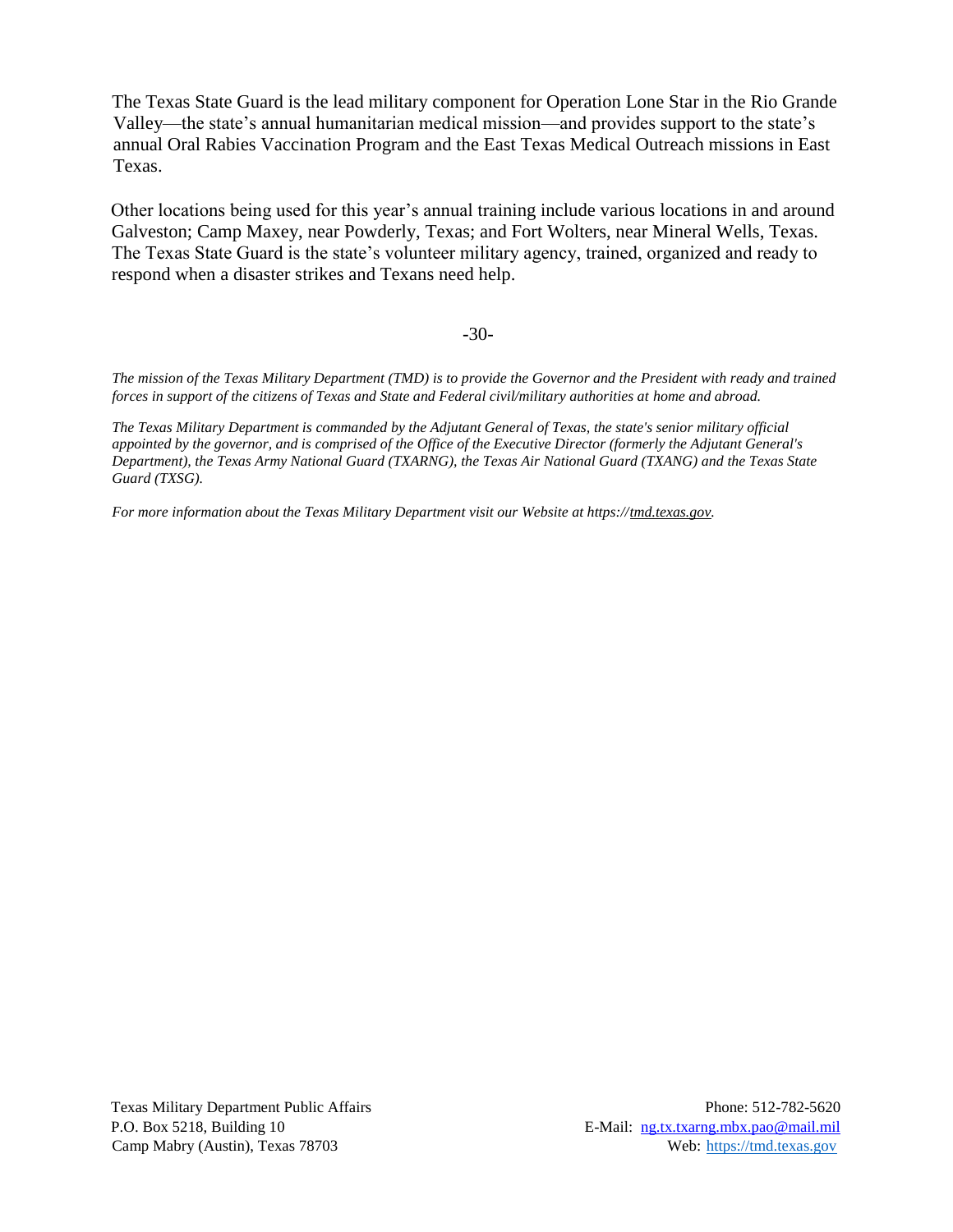The Texas State Guard is the lead military component for Operation Lone Star in the Rio Grande Valley—the state's annual humanitarian medical mission—and provides support to the state's annual Oral Rabies Vaccination Program and the East Texas Medical Outreach missions in East Texas.

Other locations being used for this year's annual training include various locations in and around Galveston; Camp Maxey, near Powderly, Texas; and Fort Wolters, near Mineral Wells, Texas. The Texas State Guard is the state's volunteer military agency, trained, organized and ready to respond when a disaster strikes and Texans need help.

-30-

*The mission of the Texas Military Department (TMD) is to provide the Governor and the President with ready and trained forces in support of the citizens of Texas and State and Federal civil/military authorities at home and abroad.*

*The Texas Military Department is commanded by the Adjutant General of Texas, the state's senior military official appointed by the governor, and is comprised of the Office of the Executive Director (formerly the Adjutant General's Department), the Texas Army National Guard (TXARNG), the Texas Air National Guard (TXANG) and the Texas State Guard (TXSG).*

*For more information about the Texas Military Department visit our Website at https://tmd.texas.gov.*

Texas Military Department Public Affairs
P.O. Box 5218, Building 10
Camp Mabry (Austin), Texas 78703

Phone: 512-782-5620
E-Mail: ng.tx.txarng.mbx.pao@mail.mil
Web: https://tmd.texas.gov